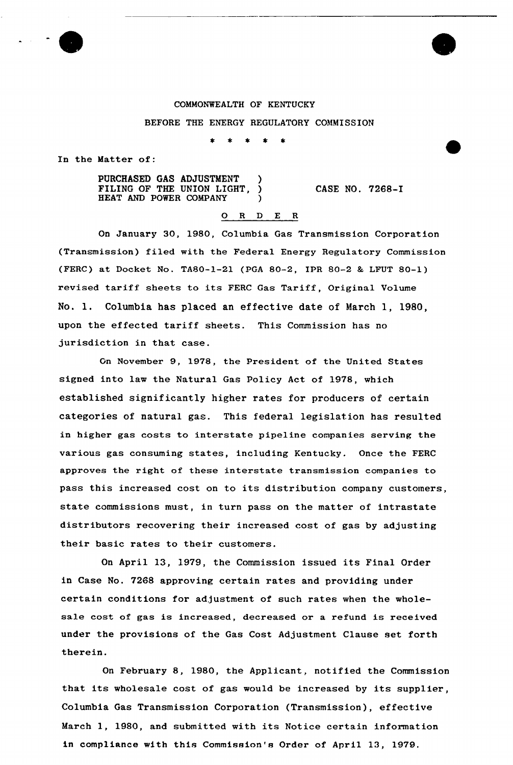COMMONWEALTH OF KENTUCKY

BEFORE THE ENERGY REGULATORY COMMISSION

\* \* \* \* \*

In the Matter of:

PURCHASED GAS ADJUSTMENT )
FILING OF THE UNION LIGHT, ) CASE NO. 7268-I
HEAT AND POWER COMPANY )

O R D E R

On January 30, 1980, Columbia Gas Transmission Corporation (Transmission) filed with the Federal Energy Regulatory Commission (FERC) at Docket No. TA80-1-21 (PGA 80-2, IPR 80-2 & LFUT 80-1) revised tariff sheets to its FERC Gas Tariff, Original Volume No. 1. Columbia has placed an effective date of March 1, 1980, upon the effected tariff sheets. This Commission has no jurisdiction in that case.

On November 9, 1978, the President of the United States signed into law the Natural Gas Policy Act of 1978, which established significantly higher rates for producers of certain categories of natural gas. This federal legislation has resulted in higher gas costs to interstate pipeline companies serving the various gas consuming states, including Kentucky. Once the FERC approves the right of these interstate transmission companies to pass this increased cost on to its distribution company customers, state commissions must, in turn pass on the matter of intrastate distributors recovering their increased cost of gas by adjusting their basic rates to their customers.

On April 13, 1979, the Commission issued its Final Order in Case No. 7268 approving certain rates and providing under certain conditions for adjustment of such rates when the wholesale cost of gas is increased, decreased or a refund is received under the provisions of the Gas Cost Adjustment Clause set forth therein.

On February 8, 1980, the Applicant, notified the Commission that its wholesale cost of gas would be increased by its supplier, Columbia Gas Transmission Corporation (Transmission), effective March 1, 1980, and submitted with its Notice certain information in compliance with this Commission's Order of April 13, 1979.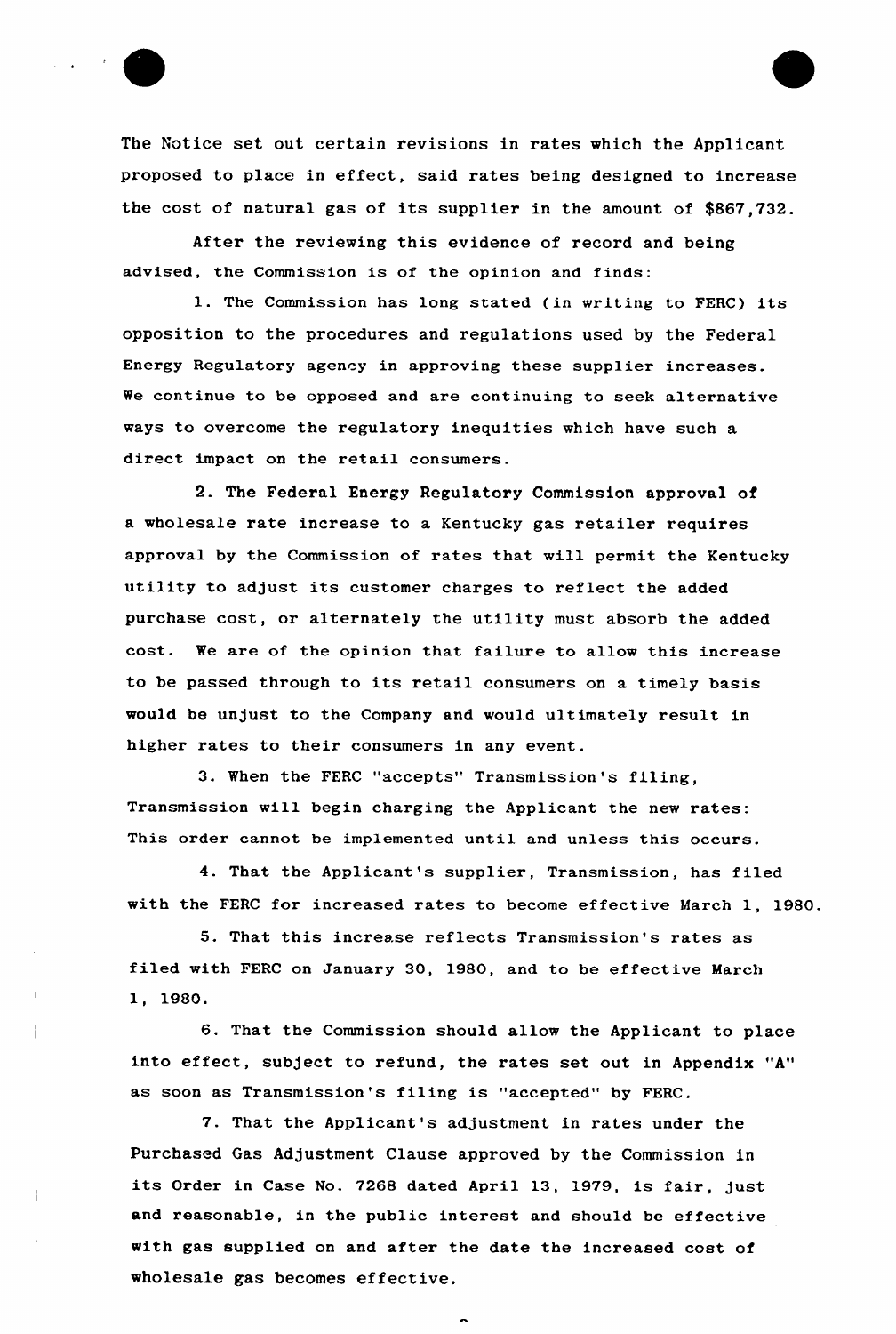The Notice set out certain revisions in rates which the Applicant proposed to place in effect, said rates being designed to increase the cost of natural gas of its supplier in the amount of $867,732.

After the reviewing this evidence of record and being advised, the Commission is of the opinion and finds:

1. The Commission has long stated (in writing to FERC) its opposition to the procedures and regulations used by the Federal Energy Regulatory agency in approving these supplier increases. We continue to be opposed and are continuing to seek alternative ways to overcome the regulatory inequities which have such a direct impact on the retail consumers.

2. The Federal Energy Regulatory Commission approval of a wholesale rate increase to a Kentucky gas retailer requires approval by the Commission of rates that will permit the Kentucky utility to adjust its customer charges to reflect the added purchase cost, or alternately the utility must absorb the added cost. We are of the opinion that failure to allow this increase to be passed through to its retail consumers on a timely basis would be unjust to the Company and would ultimately result in higher rates to their consumers in any event.

3. When the FERC "accepts" Transmission's filing, Transmission will begin charging the Applicant the new rates: This order cannot be implemented until and unless this occurs.

4. That the Applicant's supplier, Transmission, has filed with the FERC for increased rates to become effective March 1, 1980.

5. That this increase reflects Transmission's rates as filed with FERC on January 30, 1980, and to be effective March 1, 1980.

6. That the Commission should allow the Applicant to place into effect, subject to refund, the rates set out in Appendix "A" as soon as Transmission's filing is "accepted" by FERC.

7. That the Applicant's adjustment in rates under the Purchased Gas Adjustment Clause approved by the Commission in its Order in Case No. 7268 dated April 13, 1979, is fair, just and reasonable, in the public interest and should be effective with gas supplied on and after the date the increased cost of wholesale gas becomes effective.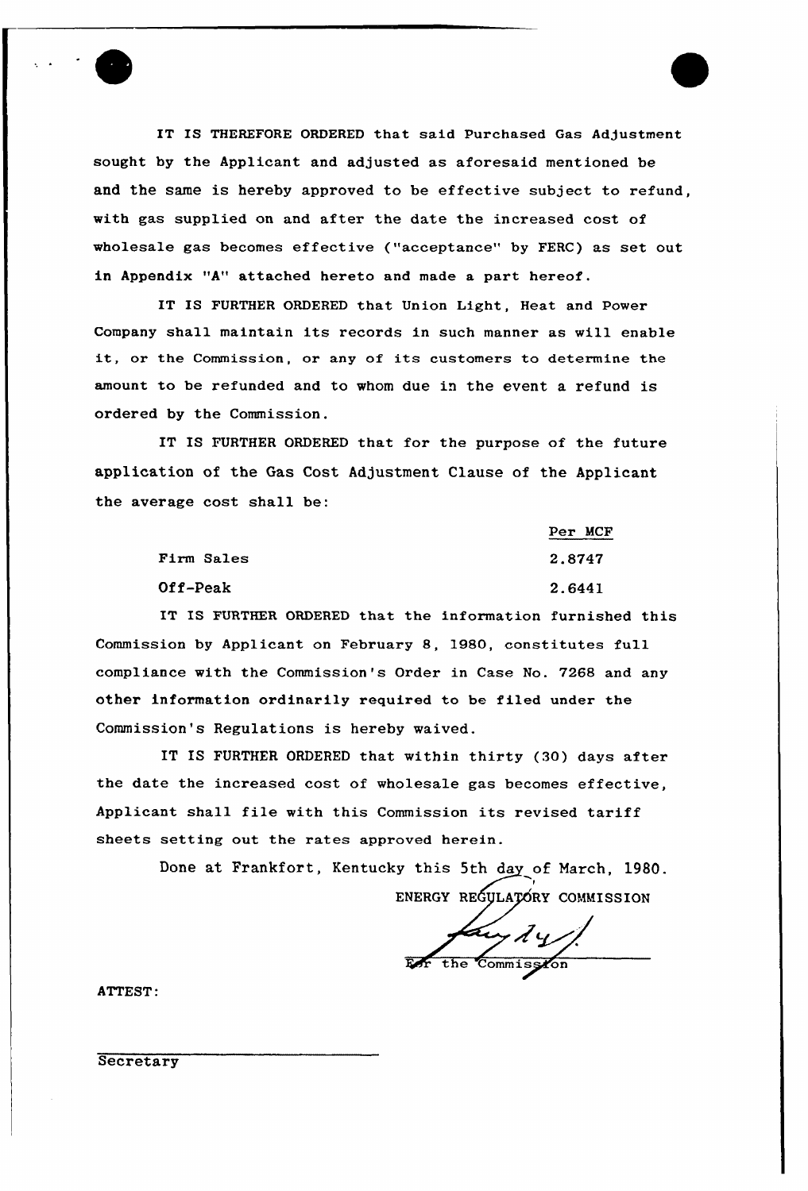IT IS THEREFORE ORDERED that said Purchased Gas Adjustment sought by the Applicant and adjusted as aforesaid mentioned be and the same is hereby approved to be effective subject to refund, with gas supplied on and after the date the increased cost of wholesale gas becomes effective ("acceptance" by FERC) as set out in Appendix "A" attached hereto and made a part hereof.

IT IS FURTHER ORDERED that Union Light, Heat and Power Company shall maintain its records in such manner as will enable it, or the Commission, or any of its customers to determine the amount to be refunded and to whom due in the event a refund is ordered by the Commission.

IT IS FURTHER ORDERED that for the purpose of the future application of the Gas Cost Adjustment Clause of the Applicant the average cost shall be:

| | Per MCF |
|---|---|
| Firm Sales | 2.8747 |
| Off-Peak | 2.6441 |

IT IS FURTHER ORDERED that the information furnished this Commission by Applicant on February 8, 1980, constitutes full compliance with the Commission's Order in Case No. 7268 and any other information ordinarily required to be filed under the Commission's Regulations is hereby waived.

IT IS FURTHER ORDERED that within thirty (30) days after the date the increased cost of wholesale gas becomes effective, Applicant shall file with this Commission its revised tariff sheets setting out the rates approved herein.

Done at Frankfort, Kentucky this 5th day of March, 1980.

ENERGY REGULATORY COMMISSION

For the Commission

ATTEST:

Secretary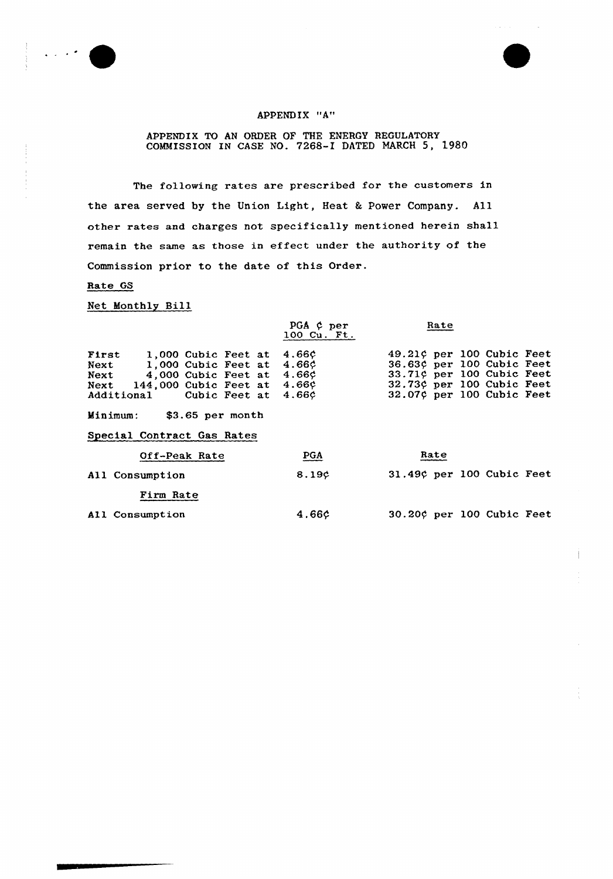# APPENDIX "A"

APPENDIX TO AN ORDER OF THE ENERGY REGULATORY COMMISSION IN CASE NO. 7268-I DATED MARCH 5, 1980

The following rates are prescribed for the customers in the area served by the Union Light, Heat & Power Company. All other rates and charges not specifically mentioned herein shall remain the same as those in effect under the authority of the Commission prior to the date of this Order.

Rate GS

Net Monthly Bill

| | PGA ¢ per 100 Cu. Ft. | Rate |
|---|---|---|
| First 1,000 Cubic Feet at | 4.66¢ | 49.21¢ per 100 Cubic Feet |
| Next 1,000 Cubic Feet at | 4.66¢ | 36.63¢ per 100 Cubic Feet |
| Next 4,000 Cubic Feet at | 4.66¢ | 33.71¢ per 100 Cubic Feet |
| Next 144,000 Cubic Feet at | 4.66¢ | 32.73¢ per 100 Cubic Feet |
| Additional Cubic Feet at | 4.66¢ | 32.07¢ per 100 Cubic Feet |

Minimum: $3.65 per month

Special Contract Gas Rates

| Off-Peak Rate | PGA | Rate |
|---|---|---|
| All Consumption | 8.19¢ | 31.49¢ per 100 Cubic Feet |
| Firm Rate | | |
| All Consumption | 4.66¢ | 30.20¢ per 100 Cubic Feet |